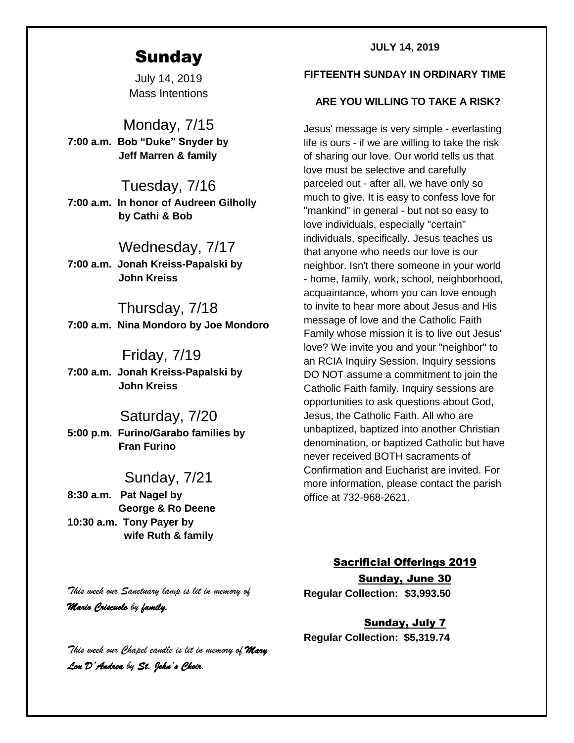# Sunday

July 14, 2019
Mass Intentions

## Monday, 7/15

**7:00 a.m. Bob "Duke" Snyder by Jeff Marren & family**

## Tuesday, 7/16

**7:00 a.m. In honor of Audreen Gilholly by Cathi & Bob**

## Wednesday, 7/17

**7:00 a.m. Jonah Kreiss-Papalski by John Kreiss**

## Thursday, 7/18

**7:00 a.m. Nina Mondoro by Joe Mondoro**

## Friday, 7/19

**7:00 a.m. Jonah Kreiss-Papalski by John Kreiss**

## Saturday, 7/20

**5:00 p.m. Furino/Garabo families by Fran Furino**

## Sunday, 7/21

**8:30 a.m. Pat Nagel by George & Ro Deene**

**10:30 a.m. Tony Payer by wife Ruth & family**

*This week our Sanctuary lamp is lit in memory of* ***Mario Criscuolo*** *by* ***family.***

*This week our Chapel candle is lit in memory of* ***Mary Lou D'Andrea*** *by* ***St. John's Choir.***

**JULY 14, 2019**

**FIFTEENTH SUNDAY IN ORDINARY TIME**

**ARE YOU WILLING TO TAKE A RISK?**

Jesus' message is very simple - everlasting life is ours - if we are willing to take the risk of sharing our love. Our world tells us that love must be selective and carefully parceled out - after all, we have only so much to give. It is easy to confess love for "mankind" in general - but not so easy to love individuals, especially "certain" individuals, specifically. Jesus teaches us that anyone who needs our love is our neighbor. Isn't there someone in your world - home, family, work, school, neighborhood, acquaintance, whom you can love enough to invite to hear more about Jesus and His message of love and the Catholic Faith Family whose mission it is to live out Jesus' love? We invite you and your "neighbor" to an RCIA Inquiry Session. Inquiry sessions DO NOT assume a commitment to join the Catholic Faith family. Inquiry sessions are opportunities to ask questions about God, Jesus, the Catholic Faith. All who are unbaptized, baptized into another Christian denomination, or baptized Catholic but have never received BOTH sacraments of Confirmation and Eucharist are invited. For more information, please contact the parish office at 732-968-2621.

## Sacrificial Offerings 2019

**Sunday, June 30**

**Regular Collection: $3,993.50**

**Sunday, July 7**

**Regular Collection: $5,319.74**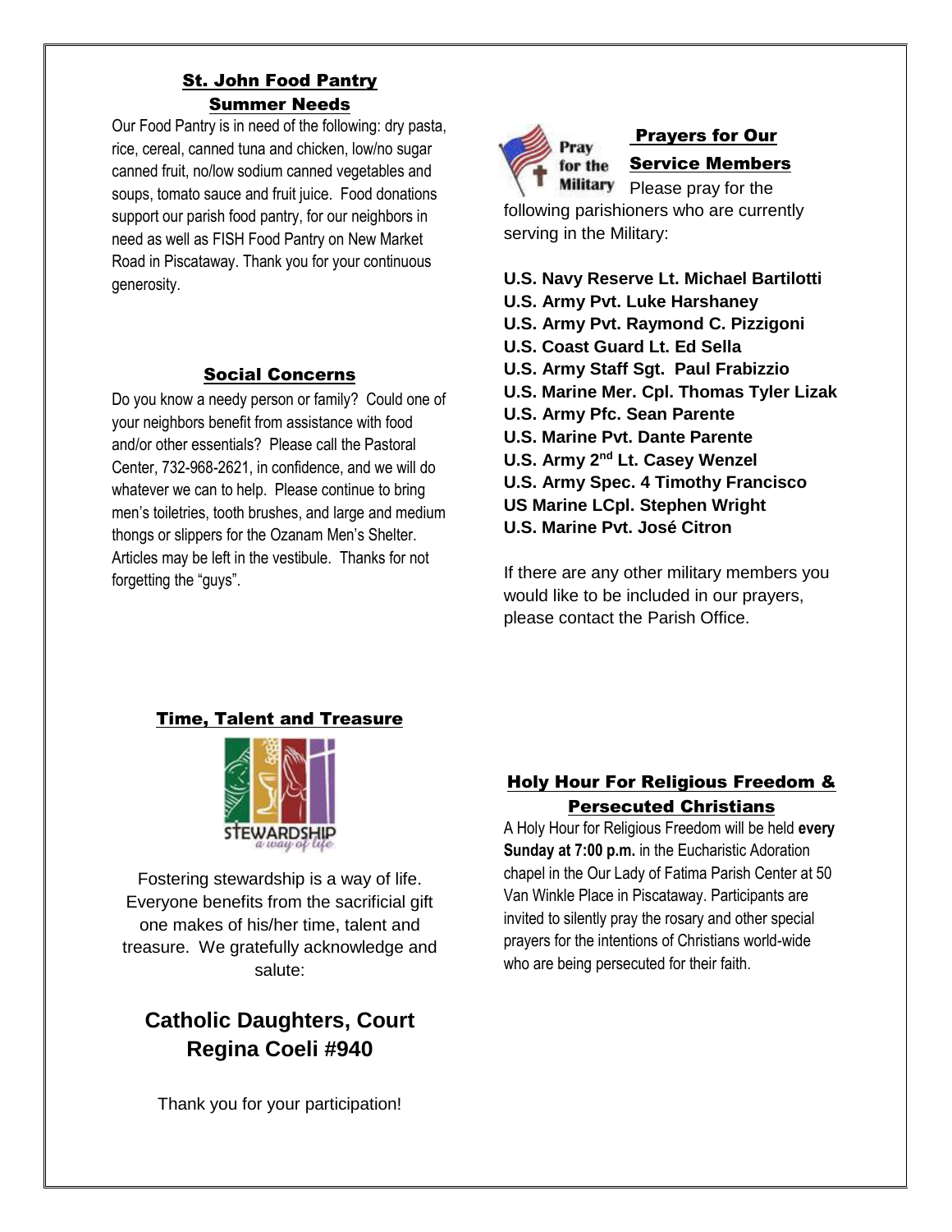## St. John Food Pantry Summer Needs

Our Food Pantry is in need of the following: dry pasta, rice, cereal, canned tuna and chicken, low/no sugar canned fruit, no/low sodium canned vegetables and soups, tomato sauce and fruit juice. Food donations support our parish food pantry, for our neighbors in need as well as FISH Food Pantry on New Market Road in Piscataway. Thank you for your continuous generosity.

## Social Concerns

Do you know a needy person or family? Could one of your neighbors benefit from assistance with food and/or other essentials? Please call the Pastoral Center, 732-968-2621, in confidence, and we will do whatever we can to help. Please continue to bring men's toiletries, tooth brushes, and large and medium thongs or slippers for the Ozanam Men's Shelter. Articles may be left in the vestibule. Thanks for not forgetting the "guys".

## Prayers for Our Service Members

Please pray for the following parishioners who are currently serving in the Military:

**U.S. Navy Reserve Lt. Michael Bartilotti**
**U.S. Army Pvt. Luke Harshaney**
**U.S. Army Pvt. Raymond C. Pizzigoni**
**U.S. Coast Guard Lt. Ed Sella**
**U.S. Army Staff Sgt. Paul Frabizzio**
**U.S. Marine Mer. Cpl. Thomas Tyler Lizak**
**U.S. Army Pfc. Sean Parente**
**U.S. Marine Pvt. Dante Parente**
**U.S. Army 2nd Lt. Casey Wenzel**
**U.S. Army Spec. 4 Timothy Francisco**
**US Marine LCpl. Stephen Wright**
**U.S. Marine Pvt. José Citron**

If there are any other military members you would like to be included in our prayers, please contact the Parish Office.

## Time, Talent and Treasure

Fostering stewardship is a way of life. Everyone benefits from the sacrificial gift one makes of his/her time, talent and treasure. We gratefully acknowledge and salute:

**Catholic Daughters, Court Regina Coeli #940**

Thank you for your participation!

## Holy Hour For Religious Freedom & Persecuted Christians

A Holy Hour for Religious Freedom will be held **every Sunday at 7:00 p.m.** in the Eucharistic Adoration chapel in the Our Lady of Fatima Parish Center at 50 Van Winkle Place in Piscataway. Participants are invited to silently pray the rosary and other special prayers for the intentions of Christians world-wide who are being persecuted for their faith.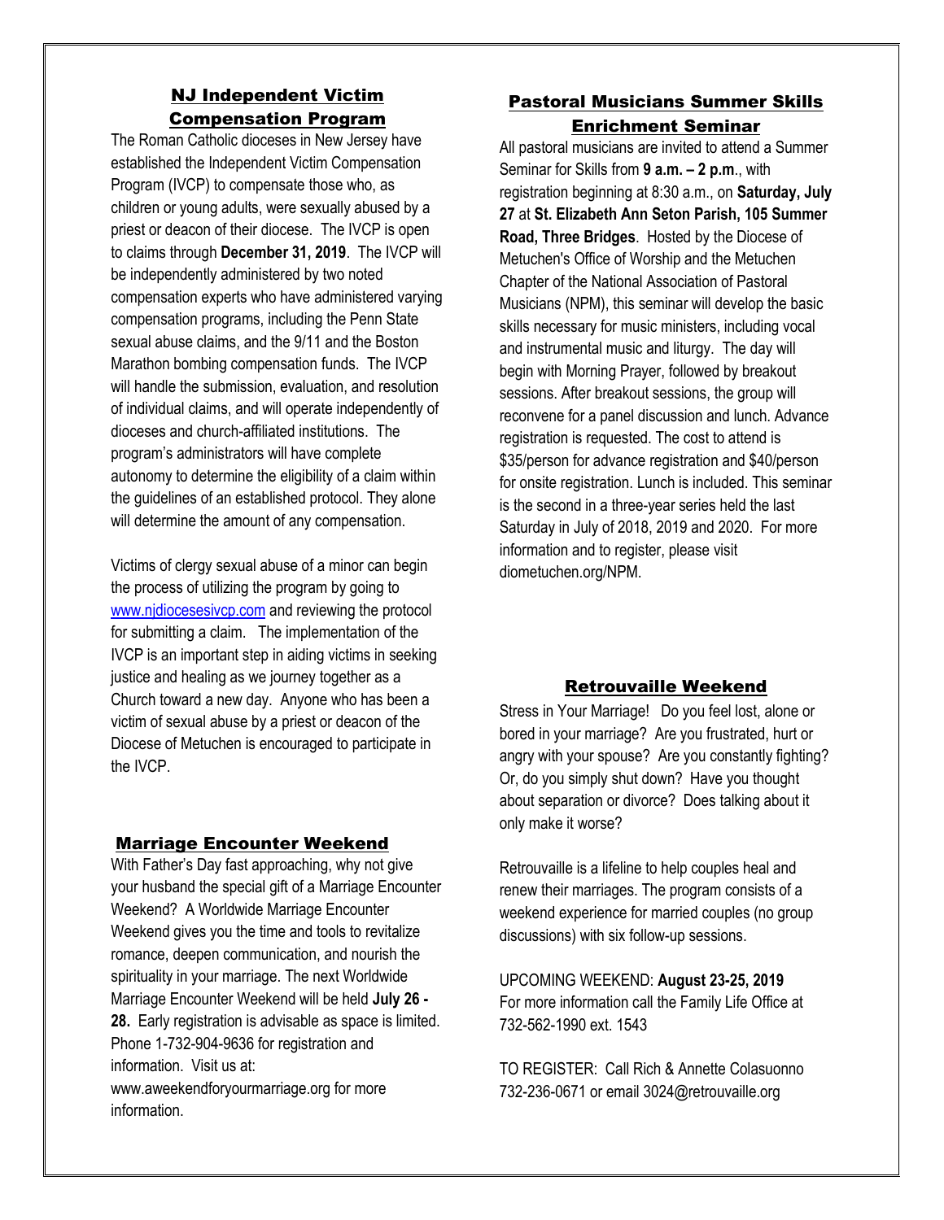## NJ Independent Victim Compensation Program

The Roman Catholic dioceses in New Jersey have established the Independent Victim Compensation Program (IVCP) to compensate those who, as children or young adults, were sexually abused by a priest or deacon of their diocese. The IVCP is open to claims through **December 31, 2019**. The IVCP will be independently administered by two noted compensation experts who have administered varying compensation programs, including the Penn State sexual abuse claims, and the 9/11 and the Boston Marathon bombing compensation funds. The IVCP will handle the submission, evaluation, and resolution of individual claims, and will operate independently of dioceses and church-affiliated institutions. The program's administrators will have complete autonomy to determine the eligibility of a claim within the guidelines of an established protocol. They alone will determine the amount of any compensation.

Victims of clergy sexual abuse of a minor can begin the process of utilizing the program by going to www.njdiocesesivcp.com and reviewing the protocol for submitting a claim. The implementation of the IVCP is an important step in aiding victims in seeking justice and healing as we journey together as a Church toward a new day. Anyone who has been a victim of sexual abuse by a priest or deacon of the Diocese of Metuchen is encouraged to participate in the IVCP.

## Marriage Encounter Weekend

With Father's Day fast approaching, why not give your husband the special gift of a Marriage Encounter Weekend? A Worldwide Marriage Encounter Weekend gives you the time and tools to revitalize romance, deepen communication, and nourish the spirituality in your marriage. The next Worldwide Marriage Encounter Weekend will be held **July 26 - 28.** Early registration is advisable as space is limited. Phone 1-732-904-9636 for registration and information. Visit us at: www.aweekendforyourmarriage.org for more information.

## Pastoral Musicians Summer Skills Enrichment Seminar

All pastoral musicians are invited to attend a Summer Seminar for Skills from **9 a.m. – 2 p.m**., with registration beginning at 8:30 a.m., on **Saturday, July 27** at **St. Elizabeth Ann Seton Parish, 105 Summer Road, Three Bridges**. Hosted by the Diocese of Metuchen's Office of Worship and the Metuchen Chapter of the National Association of Pastoral Musicians (NPM), this seminar will develop the basic skills necessary for music ministers, including vocal and instrumental music and liturgy. The day will begin with Morning Prayer, followed by breakout sessions. After breakout sessions, the group will reconvene for a panel discussion and lunch. Advance registration is requested. The cost to attend is $35/person for advance registration and $40/person for onsite registration. Lunch is included. This seminar is the second in a three-year series held the last Saturday in July of 2018, 2019 and 2020. For more information and to register, please visit diometuchen.org/NPM.

## Retrouvaille Weekend

Stress in Your Marriage! Do you feel lost, alone or bored in your marriage? Are you frustrated, hurt or angry with your spouse? Are you constantly fighting? Or, do you simply shut down? Have you thought about separation or divorce? Does talking about it only make it worse?

Retrouvaille is a lifeline to help couples heal and renew their marriages. The program consists of a weekend experience for married couples (no group discussions) with six follow-up sessions.

UPCOMING WEEKEND: **August 23-25, 2019**
For more information call the Family Life Office at 732-562-1990 ext. 1543

TO REGISTER: Call Rich & Annette Colasuonno 732-236-0671 or email 3024@retrouvaille.org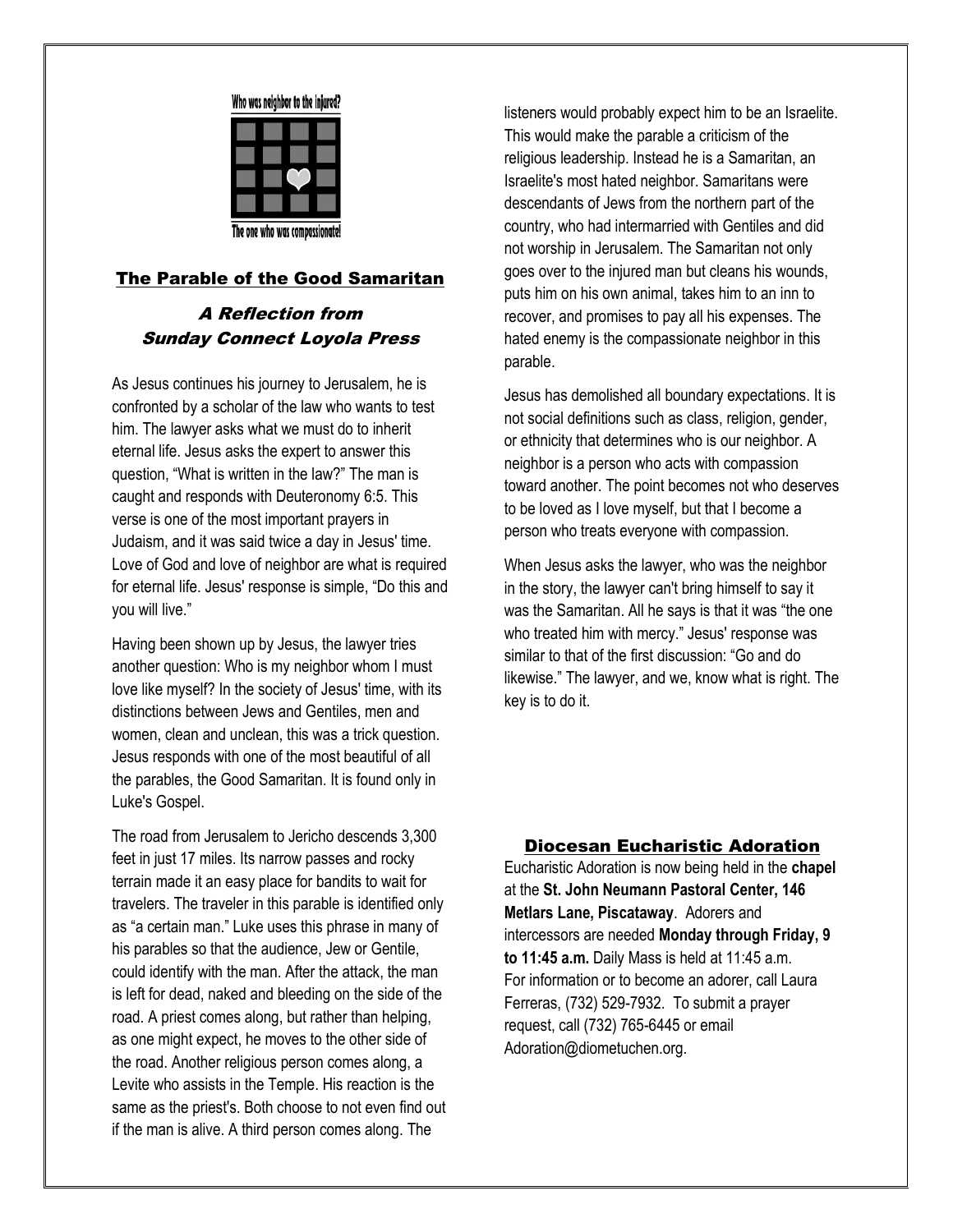Who was neighbor to the injured?

The one who was compassionate!

## The Parable of the Good Samaritan

### *A Reflection from Sunday Connect Loyola Press*

As Jesus continues his journey to Jerusalem, he is confronted by a scholar of the law who wants to test him. The lawyer asks what we must do to inherit eternal life. Jesus asks the expert to answer this question, "What is written in the law?" The man is caught and responds with Deuteronomy 6:5. This verse is one of the most important prayers in Judaism, and it was said twice a day in Jesus' time. Love of God and love of neighbor are what is required for eternal life. Jesus' response is simple, "Do this and you will live."

Having been shown up by Jesus, the lawyer tries another question: Who is my neighbor whom I must love like myself? In the society of Jesus' time, with its distinctions between Jews and Gentiles, men and women, clean and unclean, this was a trick question. Jesus responds with one of the most beautiful of all the parables, the Good Samaritan. It is found only in Luke's Gospel.

The road from Jerusalem to Jericho descends 3,300 feet in just 17 miles. Its narrow passes and rocky terrain made it an easy place for bandits to wait for travelers. The traveler in this parable is identified only as "a certain man." Luke uses this phrase in many of his parables so that the audience, Jew or Gentile, could identify with the man. After the attack, the man is left for dead, naked and bleeding on the side of the road. A priest comes along, but rather than helping, as one might expect, he moves to the other side of the road. Another religious person comes along, a Levite who assists in the Temple. His reaction is the same as the priest's. Both choose to not even find out if the man is alive. A third person comes along. The listeners would probably expect him to be an Israelite. This would make the parable a criticism of the religious leadership. Instead he is a Samaritan, an Israelite's most hated neighbor. Samaritans were descendants of Jews from the northern part of the country, who had intermarried with Gentiles and did not worship in Jerusalem. The Samaritan not only goes over to the injured man but cleans his wounds, puts him on his own animal, takes him to an inn to recover, and promises to pay all his expenses. The hated enemy is the compassionate neighbor in this parable.

Jesus has demolished all boundary expectations. It is not social definitions such as class, religion, gender, or ethnicity that determines who is our neighbor. A neighbor is a person who acts with compassion toward another. The point becomes not who deserves to be loved as I love myself, but that I become a person who treats everyone with compassion.

When Jesus asks the lawyer, who was the neighbor in the story, the lawyer can't bring himself to say it was the Samaritan. All he says is that it was "the one who treated him with mercy." Jesus' response was similar to that of the first discussion: "Go and do likewise." The lawyer, and we, know what is right. The key is to do it.

## Diocesan Eucharistic Adoration

Eucharistic Adoration is now being held in the **chapel** at the **St. John Neumann Pastoral Center, 146 Metlars Lane, Piscataway**. Adorers and intercessors are needed **Monday through Friday, 9 to 11:45 a.m.** Daily Mass is held at 11:45 a.m. For information or to become an adorer, call Laura Ferreras, (732) 529-7932. To submit a prayer request, call (732) 765-6445 or email Adoration@diometuchen.org.